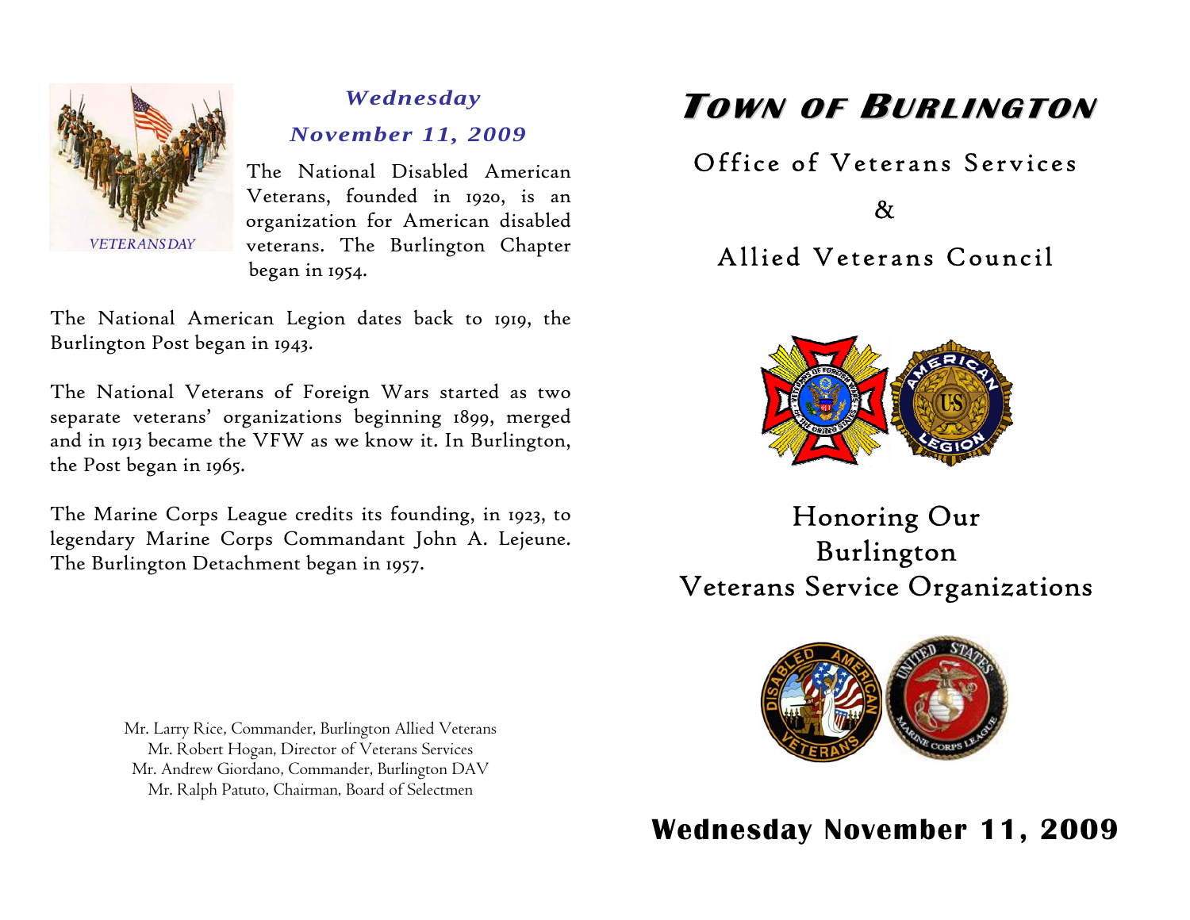*Wednesday*

*November 11, 2009*

The National Disabled American Veterans, founded in 1920, is an organization for American disabled veterans. The Burlington Chapter began in 1954.

The National American Legion dates back to 1919, the Burlington Post began in 1943.

The National Veterans of Foreign Wars started as two separate veterans' organizations beginning 1899, merged and in 1913 became the VFW as we know it. In Burlington, the Post began in 1965.

The Marine Corps League credits its founding, in 1923, to legendary Marine Corps Commandant John A. Lejeune. The Burlington Detachment began in 1957.

Mr. Larry Rice, Commander, Burlington Allied Veterans
Mr. Robert Hogan, Director of Veterans Services
Mr. Andrew Giordano, Commander, Burlington DAV
Mr. Ralph Patuto, Chairman, Board of Selectmen

# TOWN OF BURLINGTON

## Office of Veterans Services

## &

## Allied Veterans Council

## Honoring Our Burlington Veterans Service Organizations

**Wednesday November 11, 2009**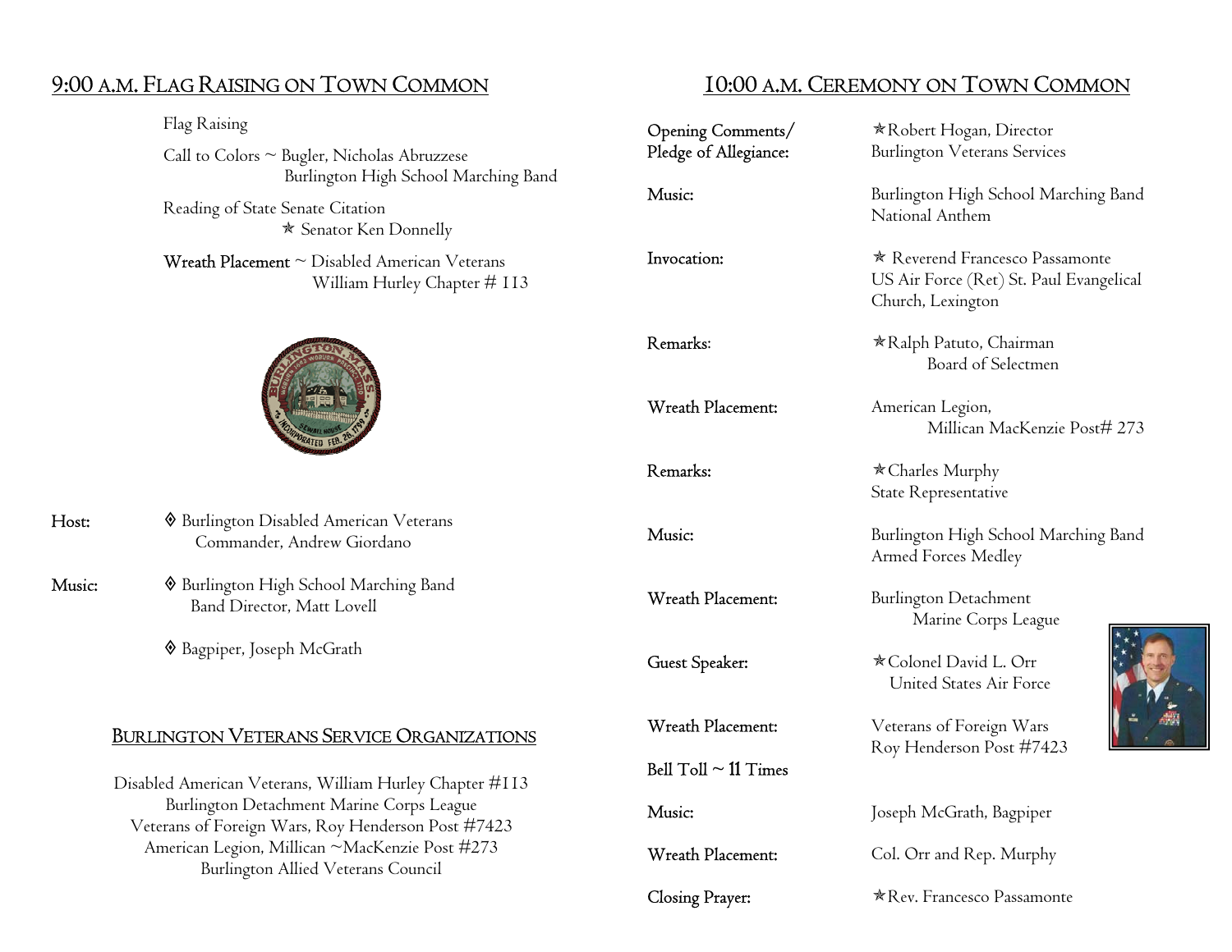## 9:00 A.M. FLAG RAISING ON TOWN COMMON

Flag Raising

Call to Colors ~ Bugler, Nicholas Abruzzese
Burlington High School Marching Band

Reading of State Senate Citation
✯ Senator Ken Donnelly

Wreath Placement ~ Disabled American Veterans
William Hurley Chapter # 113

Host: ◈ Burlington Disabled American Veterans
Commander, Andrew Giordano

Music: ◈ Burlington High School Marching Band
Band Director, Matt Lovell

◈ Bagpiper, Joseph McGrath

### BURLINGTON VETERANS SERVICE ORGANIZATIONS

Disabled American Veterans, William Hurley Chapter #113
Burlington Detachment Marine Corps League
Veterans of Foreign Wars, Roy Henderson Post #7423
American Legion, Millican ~MacKenzie Post #273
Burlington Allied Veterans Council

## 10:00 A.M. CEREMONY ON TOWN COMMON

| | |
|---|---|
| Opening Comments/ Pledge of Allegiance: | ✯Robert Hogan, Director Burlington Veterans Services |
| Music: | Burlington High School Marching Band National Anthem |
| Invocation: | ✯ Reverend Francesco Passamonte US Air Force (Ret) St. Paul Evangelical Church, Lexington |
| Remarks: | ✯Ralph Patuto, Chairman Board of Selectmen |
| Wreath Placement: | American Legion, Millican MacKenzie Post# 273 |
| Remarks: | ✯Charles Murphy State Representative |
| Music: | Burlington High School Marching Band Armed Forces Medley |
| Wreath Placement: | Burlington Detachment Marine Corps League |
| Guest Speaker: | ✯Colonel David L. Orr United States Air Force |
| Wreath Placement: | Veterans of Foreign Wars Roy Henderson Post #7423 |
| Bell Toll ~ 11 Times | |
| Music: | Joseph McGrath, Bagpiper |
| Wreath Placement: | Col. Orr and Rep. Murphy |
| Closing Prayer: | ✯Rev. Francesco Passamonte |